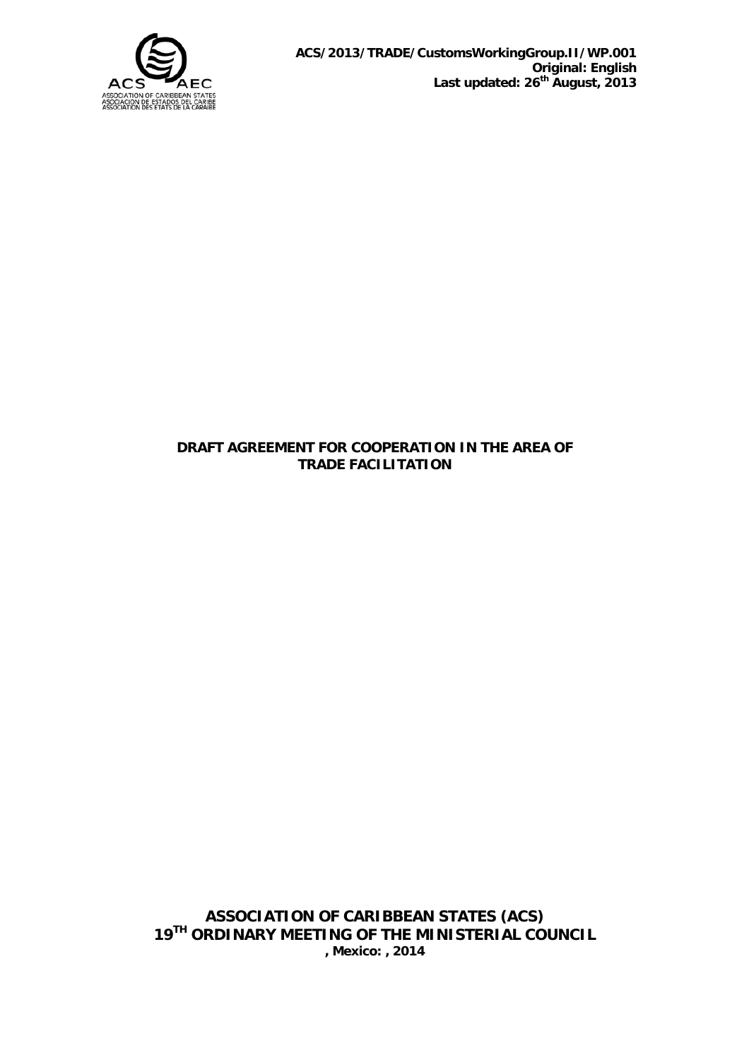**ACS/2013/TRADE/CustomsWorkingGroup.II/WP.001**
**Original: English**
**Last updated: 26th August, 2013**

# DRAFT AGREEMENT FOR COOPERATION IN THE AREA OF TRADE FACILITATION

**ASSOCIATION OF CARIBBEAN STATES (ACS)**
**19TH ORDINARY MEETING OF THE MINISTERIAL COUNCIL**
**, Mexico: , 2014**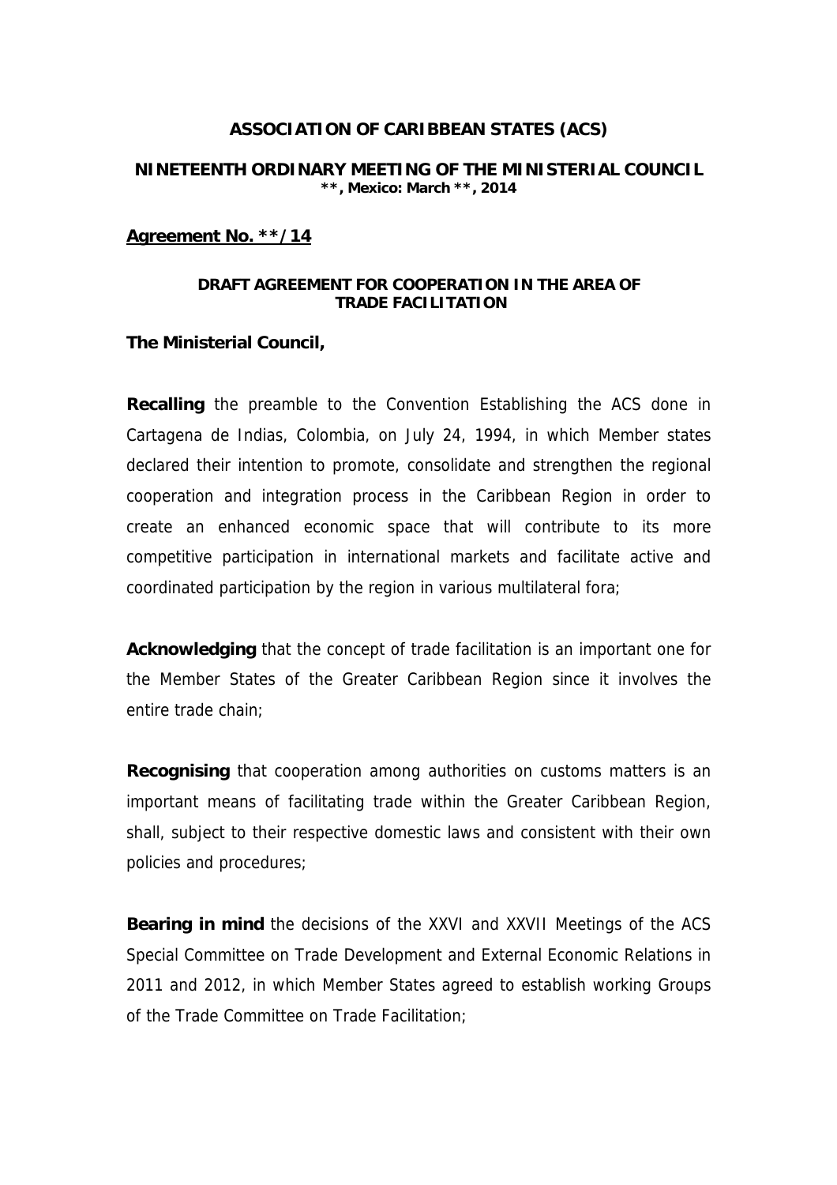**ASSOCIATION OF CARIBBEAN STATES (ACS)**

**NINETEENTH ORDINARY MEETING OF THE MINISTERIAL COUNCIL**
**\*\*, Mexico: March \*\*, 2014**

**Agreement No. \*\*/14**

**DRAFT AGREEMENT FOR COOPERATION IN THE AREA OF TRADE FACILITATION**

**The Ministerial Council,**

**Recalling** the preamble to the Convention Establishing the ACS done in Cartagena de Indias, Colombia, on July 24, 1994, in which Member states declared their intention to promote, consolidate and strengthen the regional cooperation and integration process in the Caribbean Region in order to create an enhanced economic space that will contribute to its more competitive participation in international markets and facilitate active and coordinated participation by the region in various multilateral fora;

**Acknowledging** that the concept of trade facilitation is an important one for the Member States of the Greater Caribbean Region since it involves the entire trade chain;

**Recognising** that cooperation among authorities on customs matters is an important means of facilitating trade within the Greater Caribbean Region, shall, subject to their respective domestic laws and consistent with their own policies and procedures;

**Bearing in mind** the decisions of the XXVI and XXVII Meetings of the ACS Special Committee on Trade Development and External Economic Relations in 2011 and 2012, in which Member States agreed to establish working Groups of the Trade Committee on Trade Facilitation;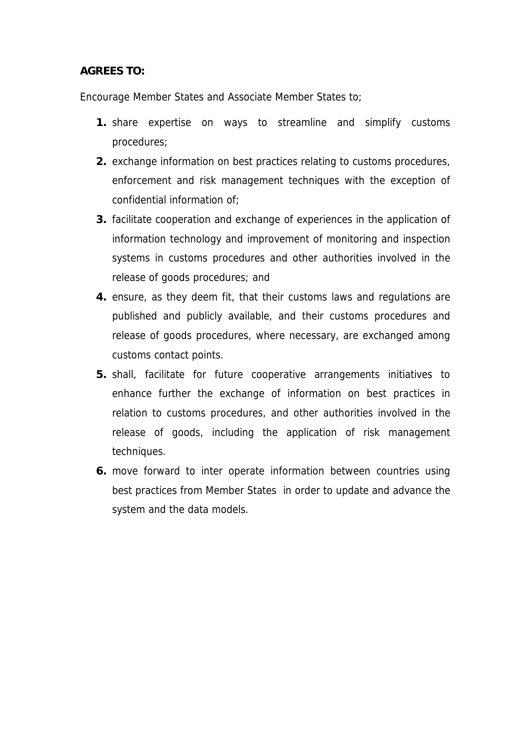**AGREES TO:**

Encourage Member States and Associate Member States to;

1. share expertise on ways to streamline and simplify customs procedures;
2. exchange information on best practices relating to customs procedures, enforcement and risk management techniques with the exception of confidential information of;
3. facilitate cooperation and exchange of experiences in the application of information technology and improvement of monitoring and inspection systems in customs procedures and other authorities involved in the release of goods procedures; and
4. ensure, as they deem fit, that their customs laws and regulations are published and publicly available, and their customs procedures and release of goods procedures, where necessary, are exchanged among customs contact points.
5. shall, facilitate for future cooperative arrangements initiatives to enhance further the exchange of information on best practices in relation to customs procedures, and other authorities involved in the release of goods, including the application of risk management techniques.
6. move forward to inter operate information between countries using best practices from Member States in order to update and advance the system and the data models.